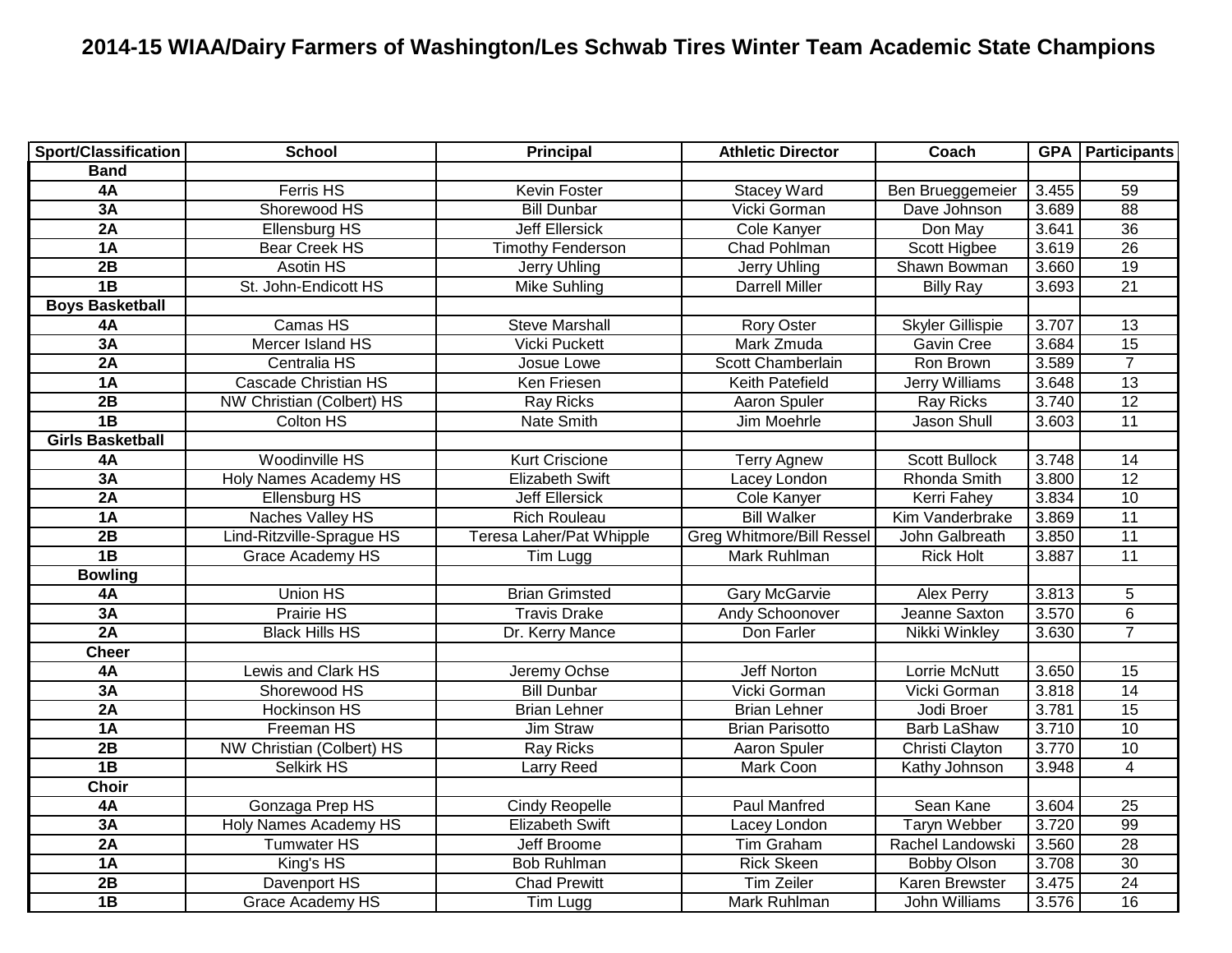# 2014-15 WIAA/Dairy Farmers of Washington/Les Schwab Tires Winter Team Academic State Champions

| Sport/Classification | School | Principal | Athletic Director | Coach | GPA | Participants |
|---|---|---|---|---|---|---|
| **Band** | | | | | | |
| **4A** | Ferris HS | Kevin Foster | Stacey Ward | Ben Brueggemeier | 3.455 | 59 |
| **3A** | Shorewood HS | Bill Dunbar | Vicki Gorman | Dave Johnson | 3.689 | 88 |
| **2A** | Ellensburg HS | Jeff Ellersick | Cole Kanyer | Don May | 3.641 | 36 |
| **1A** | Bear Creek HS | Timothy Fenderson | Chad Pohlman | Scott Higbee | 3.619 | 26 |
| **2B** | Asotin HS | Jerry Uhling | Jerry Uhling | Shawn Bowman | 3.660 | 19 |
| **1B** | St. John-Endicott HS | Mike Suhling | Darrell Miller | Billy Ray | 3.693 | 21 |
| **Boys Basketball** | | | | | | |
| **4A** | Camas HS | Steve Marshall | Rory Oster | Skyler Gillispie | 3.707 | 13 |
| **3A** | Mercer Island HS | Vicki Puckett | Mark Zmuda | Gavin Cree | 3.684 | 15 |
| **2A** | Centralia HS | Josue Lowe | Scott Chamberlain | Ron Brown | 3.589 | 7 |
| **1A** | Cascade Christian HS | Ken Friesen | Keith Patefield | Jerry Williams | 3.648 | 13 |
| **2B** | NW Christian (Colbert) HS | Ray Ricks | Aaron Spuler | Ray Ricks | 3.740 | 12 |
| **1B** | Colton HS | Nate Smith | Jim Moehrle | Jason Shull | 3.603 | 11 |
| **Girls Basketball** | | | | | | |
| **4A** | Woodinville HS | Kurt Criscione | Terry Agnew | Scott Bullock | 3.748 | 14 |
| **3A** | Holy Names Academy HS | Elizabeth Swift | Lacey London | Rhonda Smith | 3.800 | 12 |
| **2A** | Ellensburg HS | Jeff Ellersick | Cole Kanyer | Kerri Fahey | 3.834 | 10 |
| **1A** | Naches Valley HS | Rich Rouleau | Bill Walker | Kim Vanderbrake | 3.869 | 11 |
| **2B** | Lind-Ritzville-Sprague HS | Teresa Laher/Pat Whipple | Greg Whitmore/Bill Ressel | John Galbreath | 3.850 | 11 |
| **1B** | Grace Academy HS | Tim Lugg | Mark Ruhlman | Rick Holt | 3.887 | 11 |
| **Bowling** | | | | | | |
| **4A** | Union HS | Brian Grimsted | Gary McGarvie | Alex Perry | 3.813 | 5 |
| **3A** | Prairie HS | Travis Drake | Andy Schoonover | Jeanne Saxton | 3.570 | 6 |
| **2A** | Black Hills HS | Dr. Kerry Mance | Don Farler | Nikki Winkley | 3.630 | 7 |
| **Cheer** | | | | | | |
| **4A** | Lewis and Clark HS | Jeremy Ochse | Jeff Norton | Lorrie McNutt | 3.650 | 15 |
| **3A** | Shorewood HS | Bill Dunbar | Vicki Gorman | Vicki Gorman | 3.818 | 14 |
| **2A** | Hockinson HS | Brian Lehner | Brian Lehner | Jodi Broer | 3.781 | 15 |
| **1A** | Freeman HS | Jim Straw | Brian Parisotto | Barb LaShaw | 3.710 | 10 |
| **2B** | NW Christian (Colbert) HS | Ray Ricks | Aaron Spuler | Christi Clayton | 3.770 | 10 |
| **1B** | Selkirk HS | Larry Reed | Mark Coon | Kathy Johnson | 3.948 | 4 |
| **Choir** | | | | | | |
| **4A** | Gonzaga Prep HS | Cindy Reopelle | Paul Manfred | Sean Kane | 3.604 | 25 |
| **3A** | Holy Names Academy HS | Elizabeth Swift | Lacey London | Taryn Webber | 3.720 | 99 |
| **2A** | Tumwater HS | Jeff Broome | Tim Graham | Rachel Landowski | 3.560 | 28 |
| **1A** | King's HS | Bob Ruhlman | Rick Skeen | Bobby Olson | 3.708 | 30 |
| **2B** | Davenport HS | Chad Prewitt | Tim Zeiler | Karen Brewster | 3.475 | 24 |
| **1B** | Grace Academy HS | Tim Lugg | Mark Ruhlman | John Williams | 3.576 | 16 |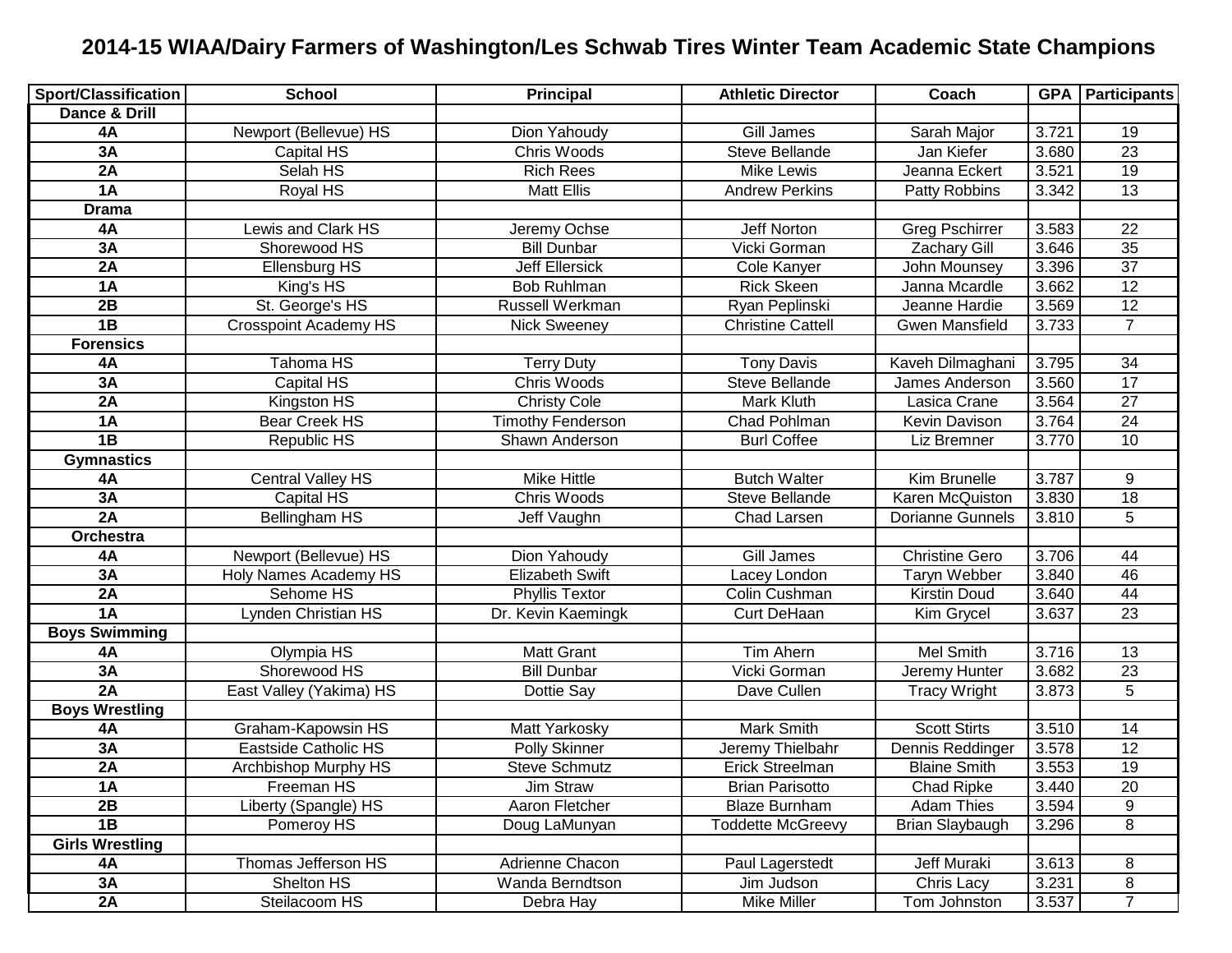# 2014-15 WIAA/Dairy Farmers of Washington/Les Schwab Tires Winter Team Academic State Champions

| Sport/Classification | School | Principal | Athletic Director | Coach | GPA | Participants |
|---|---|---|---|---|---|---|
| **Dance & Drill** | | | | | | |
| **4A** | Newport (Bellevue) HS | Dion Yahoudy | Gill James | Sarah Major | 3.721 | 19 |
| **3A** | Capital HS | Chris Woods | Steve Bellande | Jan Kiefer | 3.680 | 23 |
| **2A** | Selah HS | Rich Rees | Mike Lewis | Jeanna Eckert | 3.521 | 19 |
| **1A** | Royal HS | Matt Ellis | Andrew Perkins | Patty Robbins | 3.342 | 13 |
| **Drama** | | | | | | |
| **4A** | Lewis and Clark HS | Jeremy Ochse | Jeff Norton | Greg Pschirrer | 3.583 | 22 |
| **3A** | Shorewood HS | Bill Dunbar | Vicki Gorman | Zachary Gill | 3.646 | 35 |
| **2A** | Ellensburg HS | Jeff Ellersick | Cole Kanyer | John Mounsey | 3.396 | 37 |
| **1A** | King's HS | Bob Ruhlman | Rick Skeen | Janna Mcardle | 3.662 | 12 |
| **2B** | St. George's HS | Russell Werkman | Ryan Peplinski | Jeanne Hardie | 3.569 | 12 |
| **1B** | Crosspoint Academy HS | Nick Sweeney | Christine Cattell | Gwen Mansfield | 3.733 | 7 |
| **Forensics** | | | | | | |
| **4A** | Tahoma HS | Terry Duty | Tony Davis | Kaveh Dilmaghani | 3.795 | 34 |
| **3A** | Capital HS | Chris Woods | Steve Bellande | James Anderson | 3.560 | 17 |
| **2A** | Kingston HS | Christy Cole | Mark Kluth | Lasica Crane | 3.564 | 27 |
| **1A** | Bear Creek HS | Timothy Fenderson | Chad Pohlman | Kevin Davison | 3.764 | 24 |
| **1B** | Republic HS | Shawn Anderson | Burl Coffee | Liz Bremner | 3.770 | 10 |
| **Gymnastics** | | | | | | |
| **4A** | Central Valley HS | Mike Hittle | Butch Walter | Kim Brunelle | 3.787 | 9 |
| **3A** | Capital HS | Chris Woods | Steve Bellande | Karen McQuiston | 3.830 | 18 |
| **2A** | Bellingham HS | Jeff Vaughn | Chad Larsen | Dorianne Gunnels | 3.810 | 5 |
| **Orchestra** | | | | | | |
| **4A** | Newport (Bellevue) HS | Dion Yahoudy | Gill James | Christine Gero | 3.706 | 44 |
| **3A** | Holy Names Academy HS | Elizabeth Swift | Lacey London | Taryn Webber | 3.840 | 46 |
| **2A** | Sehome HS | Phyllis Textor | Colin Cushman | Kirstin Doud | 3.640 | 44 |
| **1A** | Lynden Christian HS | Dr. Kevin Kaemingk | Curt DeHaan | Kim Grycel | 3.637 | 23 |
| **Boys Swimming** | | | | | | |
| **4A** | Olympia HS | Matt Grant | Tim Ahern | Mel Smith | 3.716 | 13 |
| **3A** | Shorewood HS | Bill Dunbar | Vicki Gorman | Jeremy Hunter | 3.682 | 23 |
| **2A** | East Valley (Yakima) HS | Dottie Say | Dave Cullen | Tracy Wright | 3.873 | 5 |
| **Boys Wrestling** | | | | | | |
| **4A** | Graham-Kapowsin HS | Matt Yarkosky | Mark Smith | Scott Stirts | 3.510 | 14 |
| **3A** | Eastside Catholic HS | Polly Skinner | Jeremy Thielbahr | Dennis Reddinger | 3.578 | 12 |
| **2A** | Archbishop Murphy HS | Steve Schmutz | Erick Streelman | Blaine Smith | 3.553 | 19 |
| **1A** | Freeman HS | Jim Straw | Brian Parisotto | Chad Ripke | 3.440 | 20 |
| **2B** | Liberty (Spangle) HS | Aaron Fletcher | Blaze Burnham | Adam Thies | 3.594 | 9 |
| **1B** | Pomeroy HS | Doug LaMunyan | Toddette McGreevy | Brian Slaybaugh | 3.296 | 8 |
| **Girls Wrestling** | | | | | | |
| **4A** | Thomas Jefferson HS | Adrienne Chacon | Paul Lagerstedt | Jeff Muraki | 3.613 | 8 |
| **3A** | Shelton HS | Wanda Berndtson | Jim Judson | Chris Lacy | 3.231 | 8 |
| **2A** | Steilacoom HS | Debra Hay | Mike Miller | Tom Johnston | 3.537 | 7 |